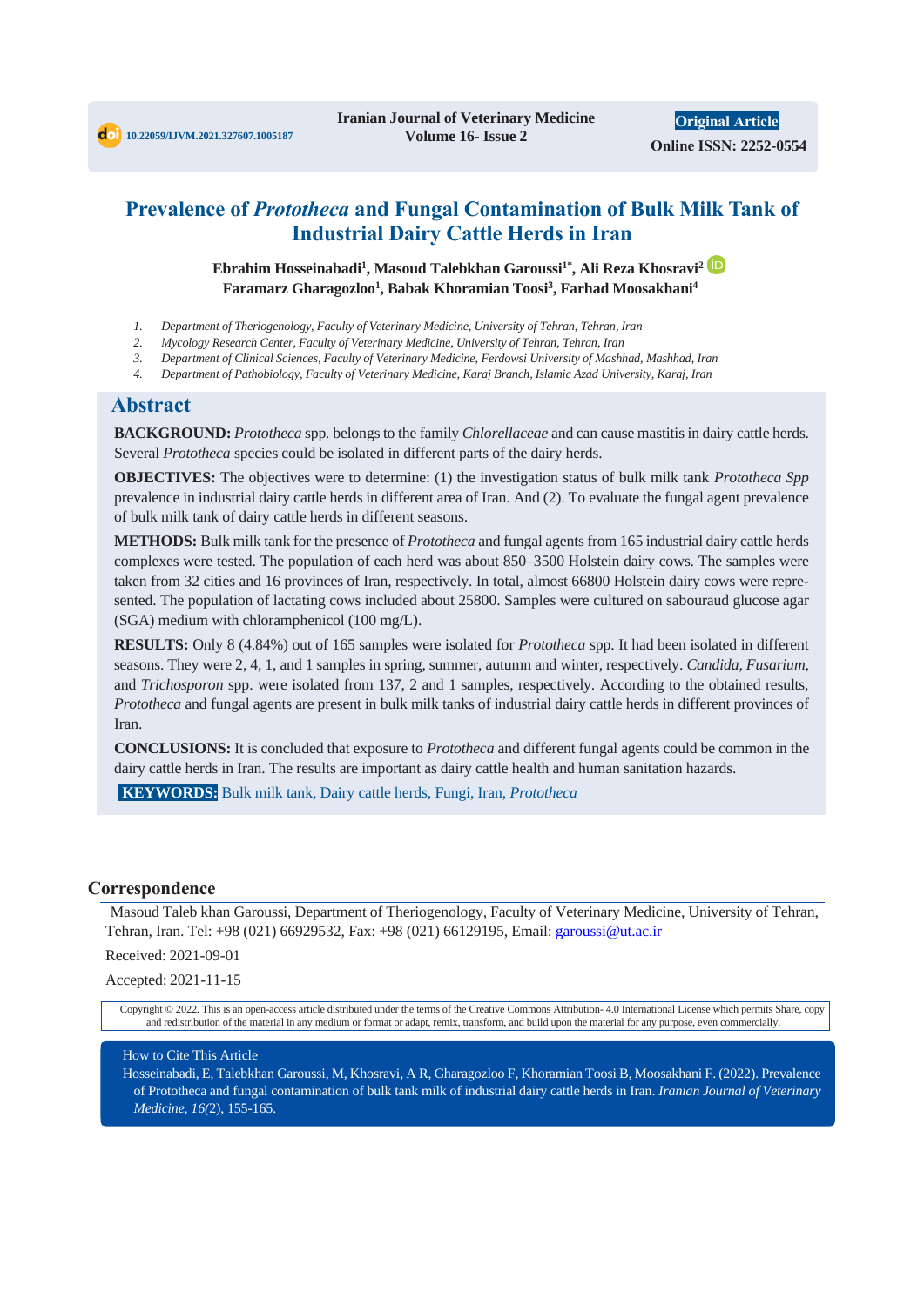10.22059/IJVM.2021.327607.1005187

Iranian Journal of Veterinary Medicine
Volume 16- Issue 2

Original Article
Online ISSN: 2252-0554

# Prevalence of *Prototheca* and Fungal Contamination of Bulk Milk Tank of Industrial Dairy Cattle Herds in Iran

**Ebrahim Hosseinabadi[1], Masoud Talebkhan Garoussi[1*], Ali Reza Khosravi[2], Faramarz Gharagozloo[1], Babak Khoramian Toosi[3], Farhad Moosakhani[4]**

1. *Department of Theriogenology, Faculty of Veterinary Medicine, University of Tehran, Tehran, Iran*
2. *Mycology Research Center, Faculty of Veterinary Medicine, University of Tehran, Tehran, Iran*
3. *Department of Clinical Sciences, Faculty of Veterinary Medicine, Ferdowsi University of Mashhad, Mashhad, Iran*
4. *Department of Pathobiology, Faculty of Veterinary Medicine, Karaj Branch, Islamic Azad University, Karaj, Iran*

## Abstract

**BACKGROUND:** *Prototheca* spp. belongs to the family *Chlorellaceae* and can cause mastitis in dairy cattle herds. Several *Prototheca* species could be isolated in different parts of the dairy herds.

**OBJECTIVES:** The objectives were to determine: (1) the investigation status of bulk milk tank *Prototheca Spp* prevalence in industrial dairy cattle herds in different area of Iran. And (2). To evaluate the fungal agent prevalence of bulk milk tank of dairy cattle herds in different seasons.

**METHODS:** Bulk milk tank for the presence of *Prototheca* and fungal agents from 165 industrial dairy cattle herds complexes were tested. The population of each herd was about 850–3500 Holstein dairy cows. The samples were taken from 32 cities and 16 provinces of Iran, respectively. In total, almost 66800 Holstein dairy cows were represented. The population of lactating cows included about 25800. Samples were cultured on sabouraud glucose agar (SGA) medium with chloramphenicol (100 mg/L).

**RESULTS:** Only 8 (4.84%) out of 165 samples were isolated for *Prototheca* spp. It had been isolated in different seasons. They were 2, 4, 1, and 1 samples in spring, summer, autumn and winter, respectively. *Candida, Fusarium,* and *Trichosporon* spp. were isolated from 137, 2 and 1 samples, respectively. According to the obtained results, *Prototheca* and fungal agents are present in bulk milk tanks of industrial dairy cattle herds in different provinces of Iran.

**CONCLUSIONS:** It is concluded that exposure to *Prototheca* and different fungal agents could be common in the dairy cattle herds in Iran. The results are important as dairy cattle health and human sanitation hazards.

**KEYWORDS:** Bulk milk tank, Dairy cattle herds, Fungi, Iran, *Prototheca*

## Correspondence

Masoud Taleb khan Garoussi, Department of Theriogenology, Faculty of Veterinary Medicine, University of Tehran, Tehran, Iran. Tel: +98 (021) 66929532, Fax: +98 (021) 66129195, Email: garoussi@ut.ac.ir

Received: 2021-09-01

Accepted: 2021-11-15

Copyright © 2022. This is an open-access article distributed under the terms of the Creative Commons Attribution- 4.0 International License which permits Share, copy and redistribution of the material in any medium or format or adapt, remix, transform, and build upon the material for any purpose, even commercially.

How to Cite This Article
Hosseinabadi, E, Talebkhan Garoussi, M, Khosravi, A R, Gharagozloo F, Khoramian Toosi B, Moosakhani F. (2022). Prevalence of Prototheca and fungal contamination of bulk tank milk of industrial dairy cattle herds in Iran. *Iranian Journal of Veterinary Medicine, 16(*2), 155-165.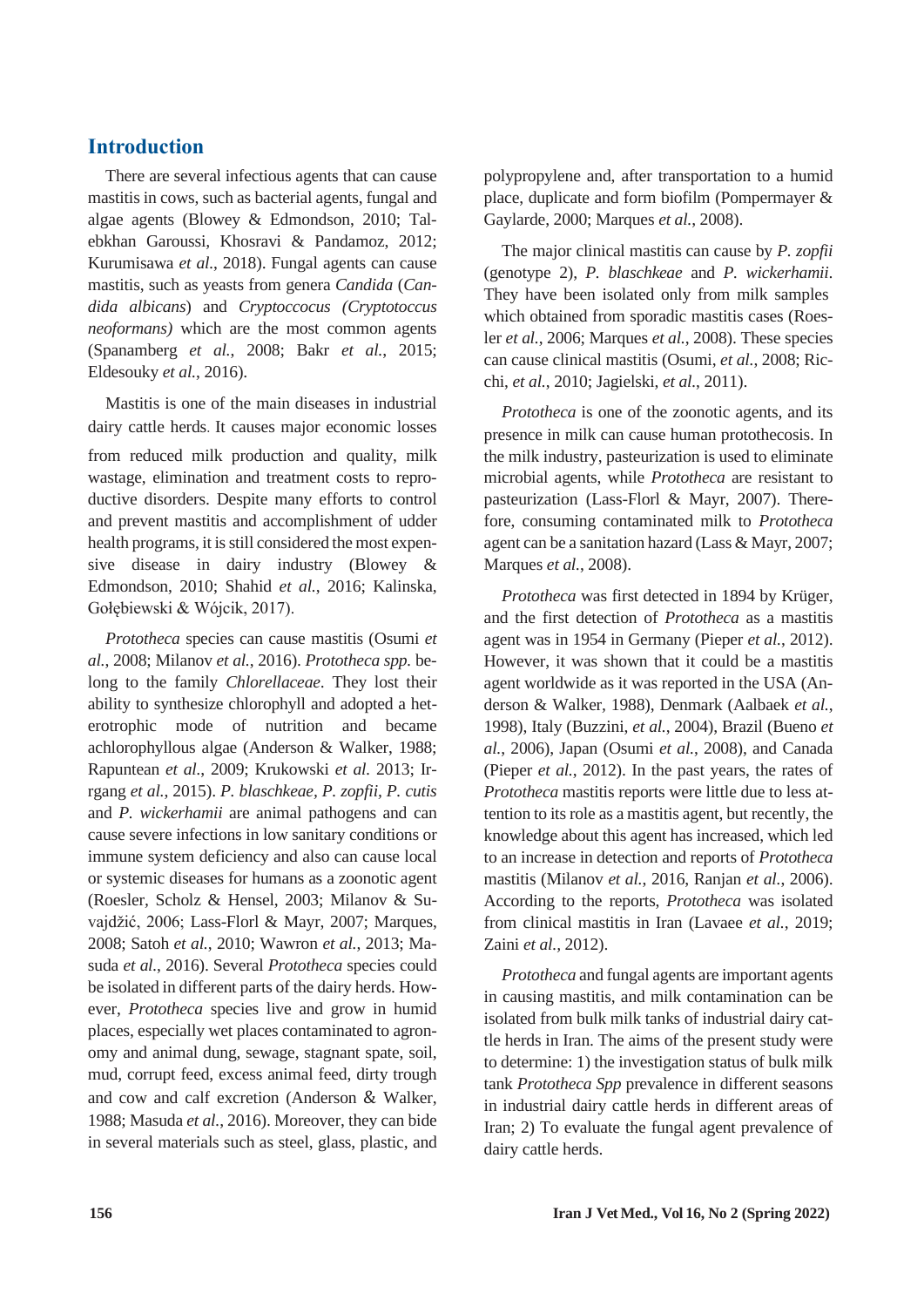## Introduction

There are several infectious agents that can cause mastitis in cows, such as bacterial agents, fungal and algae agents (Blowey & Edmondson, 2010; Talebkhan Garoussi, Khosravi & Pandamoz, 2012; Kurumisawa *et al.*, 2018). Fungal agents can cause mastitis, such as yeasts from genera *Candida* (*Candida albicans*) and *Cryptoccocus (Cryptotoccus neoformans)* which are the most common agents (Spanamberg *et al.*, 2008; Bakr *et al.*, 2015; Eldesouky *et al.*, 2016).

Mastitis is one of the main diseases in industrial dairy cattle herds. It causes major economic losses from reduced milk production and quality, milk wastage, elimination and treatment costs to reproductive disorders. Despite many efforts to control and prevent mastitis and accomplishment of udder health programs, it is still considered the most expensive disease in dairy industry (Blowey & Edmondson, 2010; Shahid *et al.*, 2016; Kalinska, Gołębiewski & Wójcik, 2017).

*Prototheca* species can cause mastitis (Osumi *et al.*, 2008; Milanov *et al.*, 2016). *Prototheca spp.* belong to the family *Chlorellaceae*. They lost their ability to synthesize chlorophyll and adopted a heterotrophic mode of nutrition and became achlorophyllous algae (Anderson & Walker, 1988; Rapuntean *et al.*, 2009; Krukowski *et al.* 2013; Irrgang *et al.*, 2015). *P. blaschkeae, P. zopfii, P. cutis* and *P. wickerhamii* are animal pathogens and can cause severe infections in low sanitary conditions or immune system deficiency and also can cause local or systemic diseases for humans as a zoonotic agent (Roesler, Scholz & Hensel, 2003; Milanov & Suvajdžić, 2006; Lass-Florl & Mayr, 2007; Marques, 2008; Satoh *et al.*, 2010; Wawron *et al.*, 2013; Masuda *et al.*, 2016). Several *Prototheca* species could be isolated in different parts of the dairy herds. However, *Prototheca* species live and grow in humid places, especially wet places contaminated to agronomy and animal dung, sewage, stagnant spate, soil, mud, corrupt feed, excess animal feed, dirty trough and cow and calf excretion (Anderson & Walker, 1988; Masuda *et al.*, 2016). Moreover, they can bide in several materials such as steel, glass, plastic, and polypropylene and, after transportation to a humid place, duplicate and form biofilm (Pompermayer & Gaylarde, 2000; Marques *et al.*, 2008).

The major clinical mastitis can cause by *P. zopfii* (genotype 2), *P. blaschkeae* and *P. wickerhamii*. They have been isolated only from milk samples which obtained from sporadic mastitis cases (Roesler *et al.*, 2006; Marques *et al.*, 2008). These species can cause clinical mastitis (Osumi, *et al.*, 2008; Ricchi, *et al.*, 2010; Jagielski, *et al.*, 2011).

*Prototheca* is one of the zoonotic agents, and its presence in milk can cause human protothecosis. In the milk industry, pasteurization is used to eliminate microbial agents, while *Prototheca* are resistant to pasteurization (Lass-Florl & Mayr, 2007). Therefore, consuming contaminated milk to *Prototheca* agent can be a sanitation hazard (Lass & Mayr, 2007; Marques *et al.*, 2008).

*Prototheca* was first detected in 1894 by Krüger, and the first detection of *Prototheca* as a mastitis agent was in 1954 in Germany (Pieper *et al.*, 2012). However, it was shown that it could be a mastitis agent worldwide as it was reported in the USA (Anderson & Walker, 1988), Denmark (Aalbaek *et al.*, 1998), Italy (Buzzini, *et al.*, 2004), Brazil (Bueno *et al.*, 2006), Japan (Osumi *et al.*, 2008), and Canada (Pieper *et al.*, 2012). In the past years, the rates of *Prototheca* mastitis reports were little due to less attention to its role as a mastitis agent, but recently, the knowledge about this agent has increased, which led to an increase in detection and reports of *Prototheca* mastitis (Milanov *et al.*, 2016, Ranjan *et al.*, 2006). According to the reports, *Prototheca* was isolated from clinical mastitis in Iran (Lavaee *et al.*, 2019; Zaini *et al.*, 2012).

*Prototheca* and fungal agents are important agents in causing mastitis, and milk contamination can be isolated from bulk milk tanks of industrial dairy cattle herds in Iran. The aims of the present study were to determine: 1) the investigation status of bulk milk tank *Prototheca Spp* prevalence in different seasons in industrial dairy cattle herds in different areas of Iran; 2) To evaluate the fungal agent prevalence of dairy cattle herds.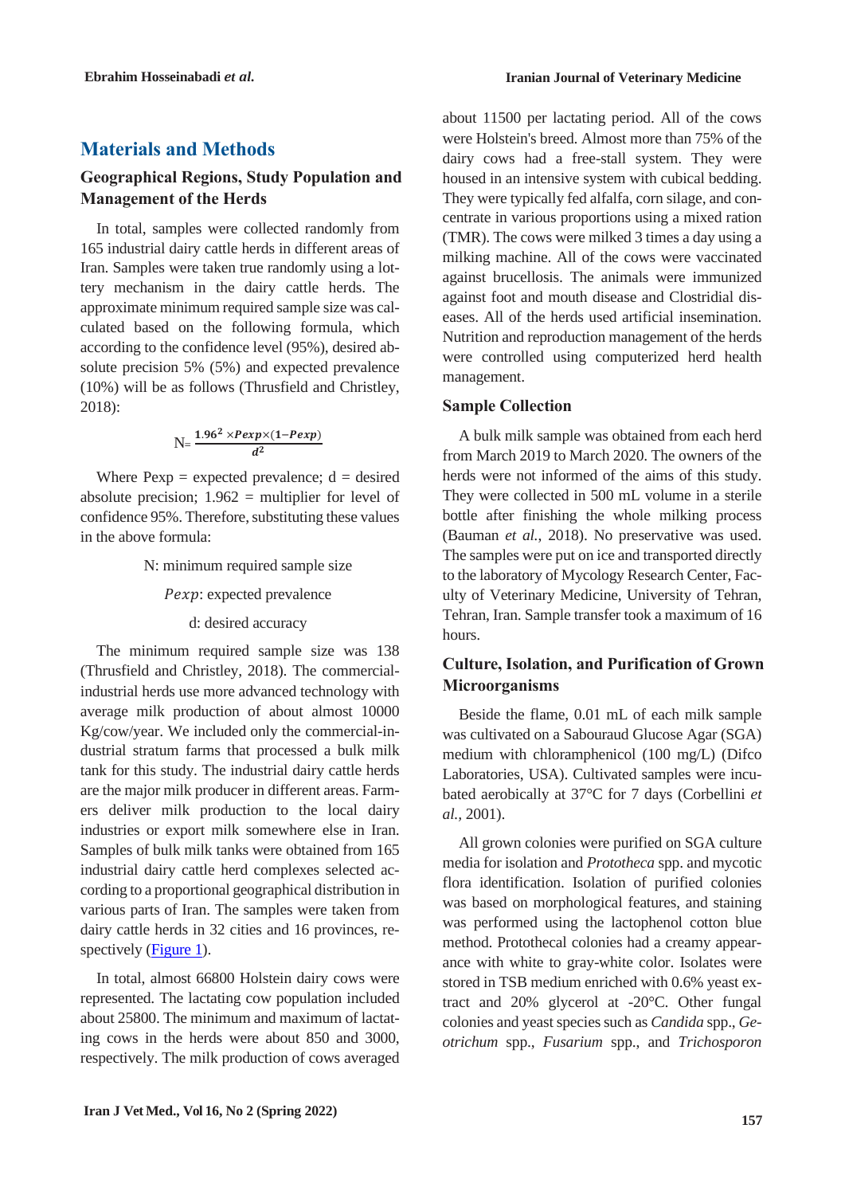# Materials and Methods

## Geographical Regions, Study Population and Management of the Herds

In total, samples were collected randomly from 165 industrial dairy cattle herds in different areas of Iran. Samples were taken true randomly using a lottery mechanism in the dairy cattle herds. The approximate minimum required sample size was calculated based on the following formula, which according to the confidence level (95%), desired absolute precision 5% (5%) and expected prevalence (10%) will be as follows (Thrusfield and Christley, 2018):

$$N = \frac{1.96^2 \times Pexp \times (1 - Pexp)}{d^2}$$

Where Pexp = expected prevalence; d = desired absolute precision; 1.962 = multiplier for level of confidence 95%. Therefore, substituting these values in the above formula:

N: minimum required sample size

$Pexp$: expected prevalence

d: desired accuracy

The minimum required sample size was 138 (Thrusfield and Christley, 2018). The commercial-industrial herds use more advanced technology with average milk production of about almost 10000 Kg/cow/year. We included only the commercial-industrial stratum farms that processed a bulk milk tank for this study. The industrial dairy cattle herds are the major milk producer in different areas. Farmers deliver milk production to the local dairy industries or export milk somewhere else in Iran. Samples of bulk milk tanks were obtained from 165 industrial dairy cattle herd complexes selected according to a proportional geographical distribution in various parts of Iran. The samples were taken from dairy cattle herds in 32 cities and 16 provinces, respectively (Figure 1).

In total, almost 66800 Holstein dairy cows were represented. The lactating cow population included about 25800. The minimum and maximum of lactating cows in the herds were about 850 and 3000, respectively. The milk production of cows averaged about 11500 per lactating period. All of the cows were Holstein's breed. Almost more than 75% of the dairy cows had a free-stall system. They were housed in an intensive system with cubical bedding. They were typically fed alfalfa, corn silage, and concentrate in various proportions using a mixed ration (TMR). The cows were milked 3 times a day using a milking machine. All of the cows were vaccinated against brucellosis. The animals were immunized against foot and mouth disease and Clostridial diseases. All of the herds used artificial insemination. Nutrition and reproduction management of the herds were controlled using computerized herd health management.

## Sample Collection

A bulk milk sample was obtained from each herd from March 2019 to March 2020. The owners of the herds were not informed of the aims of this study. They were collected in 500 mL volume in a sterile bottle after finishing the whole milking process (Bauman *et al.*, 2018). No preservative was used. The samples were put on ice and transported directly to the laboratory of Mycology Research Center, Faculty of Veterinary Medicine, University of Tehran, Tehran, Iran. Sample transfer took a maximum of 16 hours.

## Culture, Isolation, and Purification of Grown Microorganisms

Beside the flame, 0.01 mL of each milk sample was cultivated on a Sabouraud Glucose Agar (SGA) medium with chloramphenicol (100 mg/L) (Difco Laboratories, USA). Cultivated samples were incubated aerobically at 37°C for 7 days (Corbellini *et al.*, 2001).

All grown colonies were purified on SGA culture media for isolation and *Prototheca* spp. and mycotic flora identification. Isolation of purified colonies was based on morphological features, and staining was performed using the lactophenol cotton blue method. Protothecal colonies had a creamy appearance with white to gray-white color. Isolates were stored in TSB medium enriched with 0.6% yeast extract and 20% glycerol at -20°C. Other fungal colonies and yeast species such as *Candida* spp., *Geotrichum* spp., *Fusarium* spp., and *Trichosporon*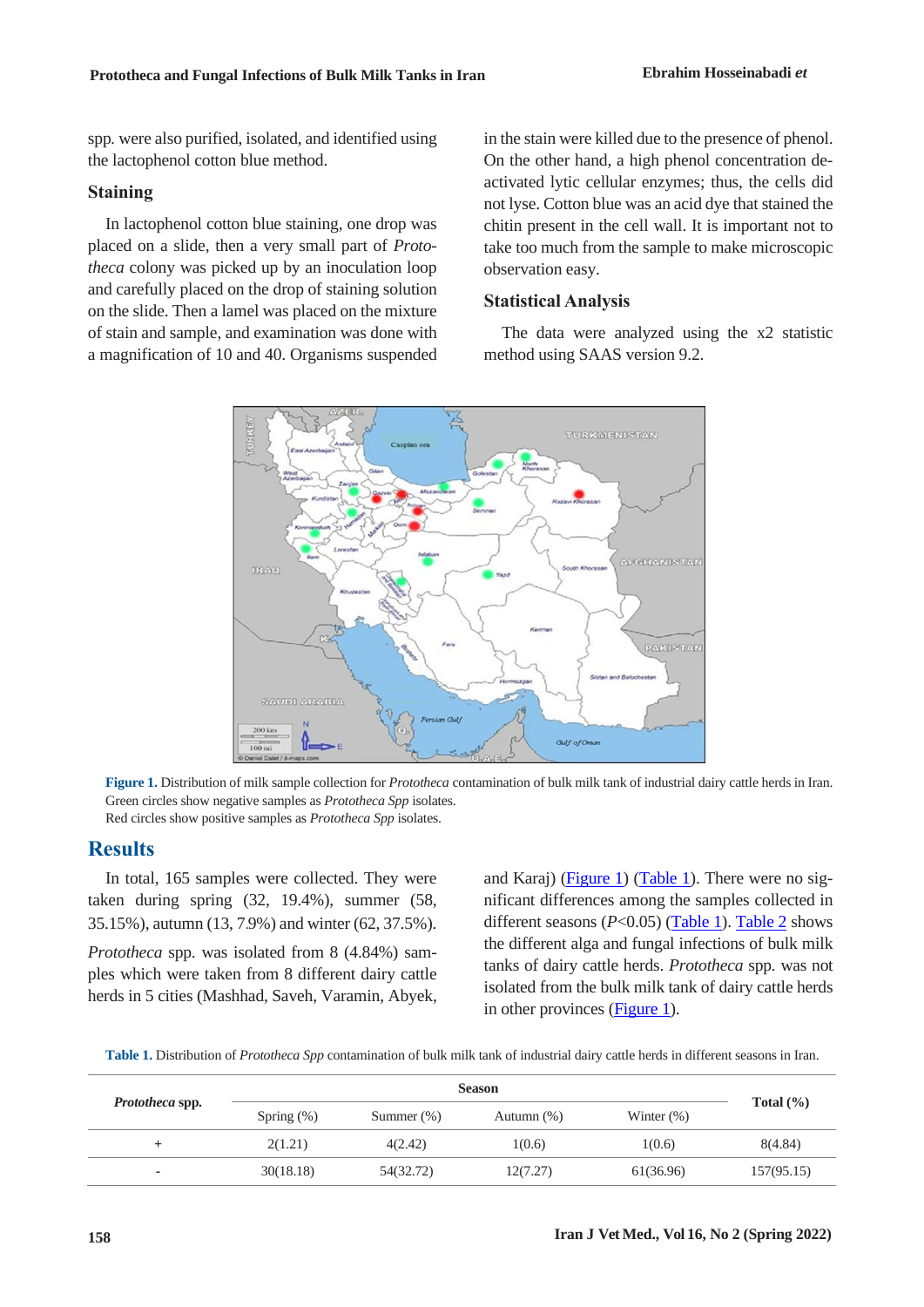spp. were also purified, isolated, and identified using the lactophenol cotton blue method.

### Staining

In lactophenol cotton blue staining, one drop was placed on a slide, then a very small part of *Prototheca* colony was picked up by an inoculation loop and carefully placed on the drop of staining solution on the slide. Then a lamel was placed on the mixture of stain and sample, and examination was done with a magnification of 10 and 40. Organisms suspended in the stain were killed due to the presence of phenol. On the other hand, a high phenol concentration deactivated lytic cellular enzymes; thus, the cells did not lyse. Cotton blue was an acid dye that stained the chitin present in the cell wall. It is important not to take too much from the sample to make microscopic observation easy.

### Statistical Analysis

The data were analyzed using the x2 statistic method using SAAS version 9.2.

**Figure 1.** Distribution of milk sample collection for *Prototheca* contamination of bulk milk tank of industrial dairy cattle herds in Iran.
Green circles show negative samples as *Prototheca Spp* isolates.
Red circles show positive samples as *Prototheca Spp* isolates.

## Results

In total, 165 samples were collected. They were taken during spring (32, 19.4%), summer (58, 35.15%), autumn (13, 7.9%) and winter (62, 37.5%).

*Prototheca* spp. was isolated from 8 (4.84%) samples which were taken from 8 different dairy cattle herds in 5 cities (Mashhad, Saveh, Varamin, Abyek, and Karaj) (Figure 1) (Table 1). There were no significant differences among the samples collected in different seasons ($P$<0.05) (Table 1). Table 2 shows the different alga and fungal infections of bulk milk tanks of dairy cattle herds. *Prototheca* spp. was not isolated from the bulk milk tank of dairy cattle herds in other provinces (Figure 1).

**Table 1.** Distribution of *Prototheca Spp* contamination of bulk milk tank of industrial dairy cattle herds in different seasons in Iran.

| *Prototheca* spp. | Season | | | | Total (%) |
|---|---|---|---|---|---|
| | Spring (%) | Summer (%) | Autumn (%) | Winter (%) | |
| + | 2(1.21) | 4(2.42) | 1(0.6) | 1(0.6) | 8(4.84) |
| - | 30(18.18) | 54(32.72) | 12(7.27) | 61(36.96) | 157(95.15) |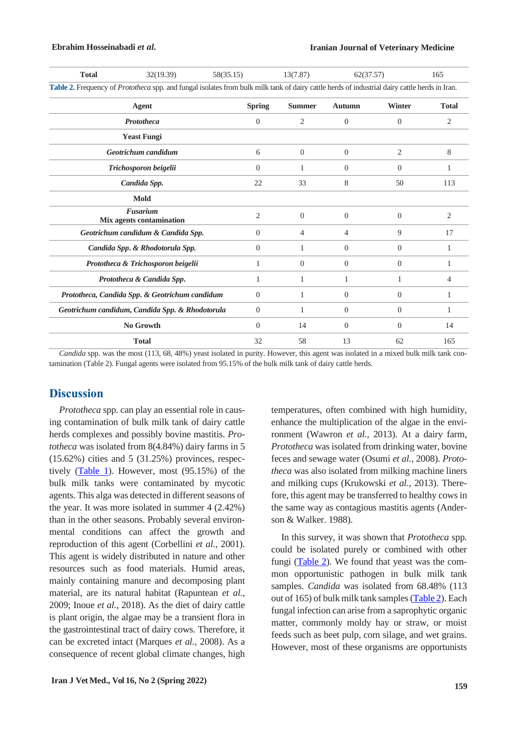| Total | 32(19.39) | 58(35.15) | 13(7.87) | 62(37.57) | 165 |
|---|---|---|---|---|---|

**Table 2.** Frequency of *Prototheca* spp. and fungal isolates from bulk milk tank of dairy cattle herds of industrial dairy cattle herds in Iran.

| Agent | Spring | Summer | Autumn | Winter | Total |
|---|---|---|---|---|---|
| ***Prototheca*** | 0 | 2 | 0 | 0 | 2 |
| **Yeast Fungi** | | | | | |
| ***Geotrichum candidum*** | 6 | 0 | 0 | 2 | 8 |
| ***Trichosporon beigelii*** | 0 | 1 | 0 | 0 | 1 |
| ***Candida Spp.*** | 22 | 33 | 8 | 50 | 113 |
| **Mold** | | | | | |
| ***Fusarium*** | 2 | 0 | 0 | 0 | 2 |
| **Mix agents contamination** | | | | | |
| ***Geotrichum candidum & Candida Spp.*** | 0 | 4 | 4 | 9 | 17 |
| ***Candida Spp. & Rhodotorula Spp.*** | 0 | 1 | 0 | 0 | 1 |
| ***Prototheca & Trichosporon beigelii*** | 1 | 0 | 0 | 0 | 1 |
| ***Prototheca & Candida Spp.*** | 1 | 1 | 1 | 1 | 4 |
| ***Prototheca, Candida Spp. & Geotrichum candidum*** | 0 | 1 | 0 | 0 | 1 |
| ***Geotrichum candidum, Candida Spp. & Rhodotorula*** | 0 | 1 | 0 | 0 | 1 |
| **No Growth** | 0 | 14 | 0 | 0 | 14 |
| **Total** | 32 | 58 | 13 | 62 | 165 |

*Candida* spp. was the most (113, 68, 48%) yeast isolated in purity. However, this agent was isolated in a mixed bulk milk tank contamination (Table 2). Fungal agents were isolated from 95.15% of the bulk milk tank of dairy cattle herds.

## Discussion

*Prototheca* spp. can play an essential role in causing contamination of bulk milk tank of dairy cattle herds complexes and possibly bovine mastitis. *Prototheca* was isolated from 8(4.84%) dairy farms in 5 (15.62%) cities and 5 (31.25%) provinces, respectively (Table 1). However, most (95.15%) of the bulk milk tanks were contaminated by mycotic agents. This alga was detected in different seasons of the year. It was more isolated in summer 4 (2.42%) than in the other seasons. Probably several environmental conditions can affect the growth and reproduction of this agent (Corbellini *et al.*, 2001). This agent is widely distributed in nature and other resources such as food materials. Humid areas, mainly containing manure and decomposing plant material, are its natural habitat (Rapuntean *et al.*, 2009; Inoue *et al.*, 2018). As the diet of dairy cattle is plant origin, the algae may be a transient flora in the gastrointestinal tract of dairy cows. Therefore, it can be excreted intact (Marques *et al.*, 2008). As a consequence of recent global climate changes, high temperatures, often combined with high humidity, enhance the multiplication of the algae in the environment (Wawron *et al.*, 2013). At a dairy farm, *Prototheca* was isolated from drinking water, bovine feces and sewage water (Osumi *et al.,* 2008). *Prototheca* was also isolated from milking machine liners and milking cups (Krukowski *et al.*, 2013). Therefore, this agent may be transferred to healthy cows in the same way as contagious mastitis agents (Anderson & Walker. 1988).

In this survey, it was shown that *Prototheca* spp. could be isolated purely or combined with other fungi (Table 2). We found that yeast was the common opportunistic pathogen in bulk milk tank samples. *Candida* was isolated from 68.48% (113 out of 165) of bulk milk tank samples (Table 2). Each fungal infection can arise from a saprophytic organic matter, commonly moldy hay or straw, or moist feeds such as beet pulp, corn silage, and wet grains. However, most of these organisms are opportunists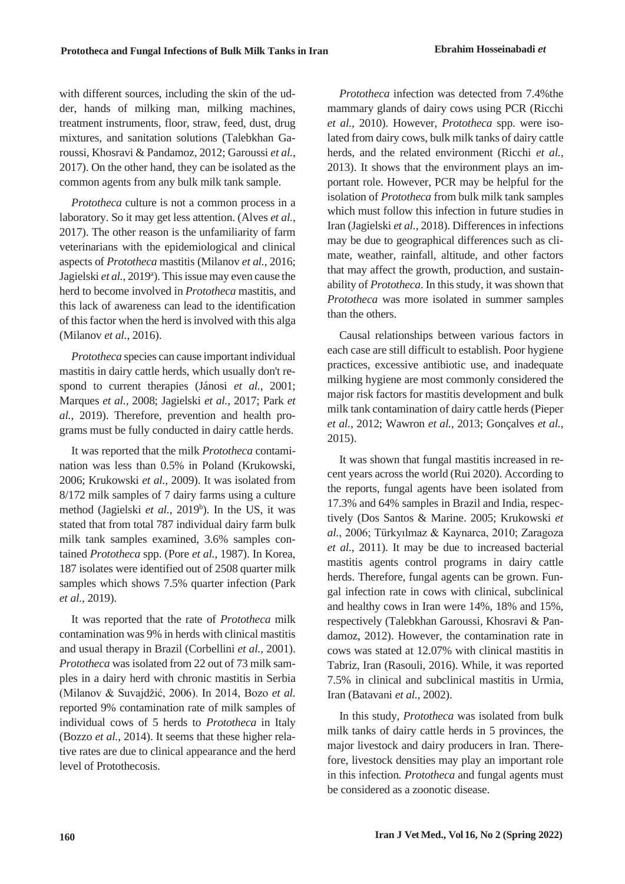with different sources, including the skin of the udder, hands of milking man, milking machines, treatment instruments, floor, straw, feed, dust, drug mixtures, and sanitation solutions (Talebkhan Garoussi, Khosravi & Pandamoz, 2012; Garoussi *et al.*, 2017). On the other hand, they can be isolated as the common agents from any bulk milk tank sample.

*Prototheca* culture is not a common process in a laboratory. So it may get less attention. (Alves *et al.*, 2017). The other reason is the unfamiliarity of farm veterinarians with the epidemiological and clinical aspects of *Prototheca* mastitis (Milanov *et al.*, 2016; Jagielski *et al.*, 2019[a]). This issue may even cause the herd to become involved in *Prototheca* mastitis, and this lack of awareness can lead to the identification of this factor when the herd is involved with this alga (Milanov *et al.*, 2016).

*Prototheca* species can cause important individual mastitis in dairy cattle herds, which usually don't respond to current therapies (Jánosi *et al.*, 2001; Marques *et al.*, 2008; Jagielski *et al.*, 2017; Park *et al.*, 2019). Therefore, prevention and health programs must be fully conducted in dairy cattle herds.

It was reported that the milk *Prototheca* contamination was less than 0.5% in Poland (Krukowski, 2006; Krukowski *et al.*, 2009). It was isolated from 8/172 milk samples of 7 dairy farms using a culture method (Jagielski *et al.*, 2019[b]). In the US, it was stated that from total 787 individual dairy farm bulk milk tank samples examined, 3.6% samples contained *Prototheca* spp. (Pore *et al.*, 1987). In Korea, 187 isolates were identified out of 2508 quarter milk samples which shows 7.5% quarter infection (Park *et al.*, 2019).

It was reported that the rate of *Prototheca* milk contamination was 9% in herds with clinical mastitis and usual therapy in Brazil (Corbellini *et al.*, 2001). *Prototheca* was isolated from 22 out of 73 milk samples in a dairy herd with chronic mastitis in Serbia (Milanov & Suvajdžić, 2006). In 2014, Bozo *et al.* reported 9% contamination rate of milk samples of individual cows of 5 herds to *Prototheca* in Italy (Bozzo *et al.*, 2014). It seems that these higher relative rates are due to clinical appearance and the herd level of Protothecosis.

*Prototheca* infection was detected from 7.4%the mammary glands of dairy cows using PCR (Ricchi *et al.*, 2010). However, *Prototheca* spp. were isolated from dairy cows, bulk milk tanks of dairy cattle herds, and the related environment (Ricchi *et al.*, 2013). It shows that the environment plays an important role. However, PCR may be helpful for the isolation of *Prototheca* from bulk milk tank samples which must follow this infection in future studies in Iran (Jagielski *et al.*, 2018). Differences in infections may be due to geographical differences such as climate, weather, rainfall, altitude, and other factors that may affect the growth, production, and sustainability of *Prototheca*. In this study, it was shown that *Prototheca* was more isolated in summer samples than the others.

Causal relationships between various factors in each case are still difficult to establish. Poor hygiene practices, excessive antibiotic use, and inadequate milking hygiene are most commonly considered the major risk factors for mastitis development and bulk milk tank contamination of dairy cattle herds (Pieper *et al.*, 2012; Wawron *et al.*, 2013; Gonçalves *et al.*, 2015).

It was shown that fungal mastitis increased in recent years across the world (Rui 2020). According to the reports, fungal agents have been isolated from 17.3% and 64% samples in Brazil and India, respectively (Dos Santos & Marine. 2005; Krukowski *et al.*, 2006; Türkyılmaz & Kaynarca, 2010; Zaragoza *et al.*, 2011). It may be due to increased bacterial mastitis agents control programs in dairy cattle herds. Therefore, fungal agents can be grown. Fungal infection rate in cows with clinical, subclinical and healthy cows in Iran were 14%, 18% and 15%, respectively (Talebkhan Garoussi, Khosravi & Pandamoz, 2012). However, the contamination rate in cows was stated at 12.07% with clinical mastitis in Tabriz, Iran (Rasouli, 2016). While, it was reported 7.5% in clinical and subclinical mastitis in Urmia, Iran (Batavani *et al.*, 2002).

In this study, *Prototheca* was isolated from bulk milk tanks of dairy cattle herds in 5 provinces, the major livestock and dairy producers in Iran. Therefore, livestock densities may play an important role in this infection. *Prototheca* and fungal agents must be considered as a zoonotic disease.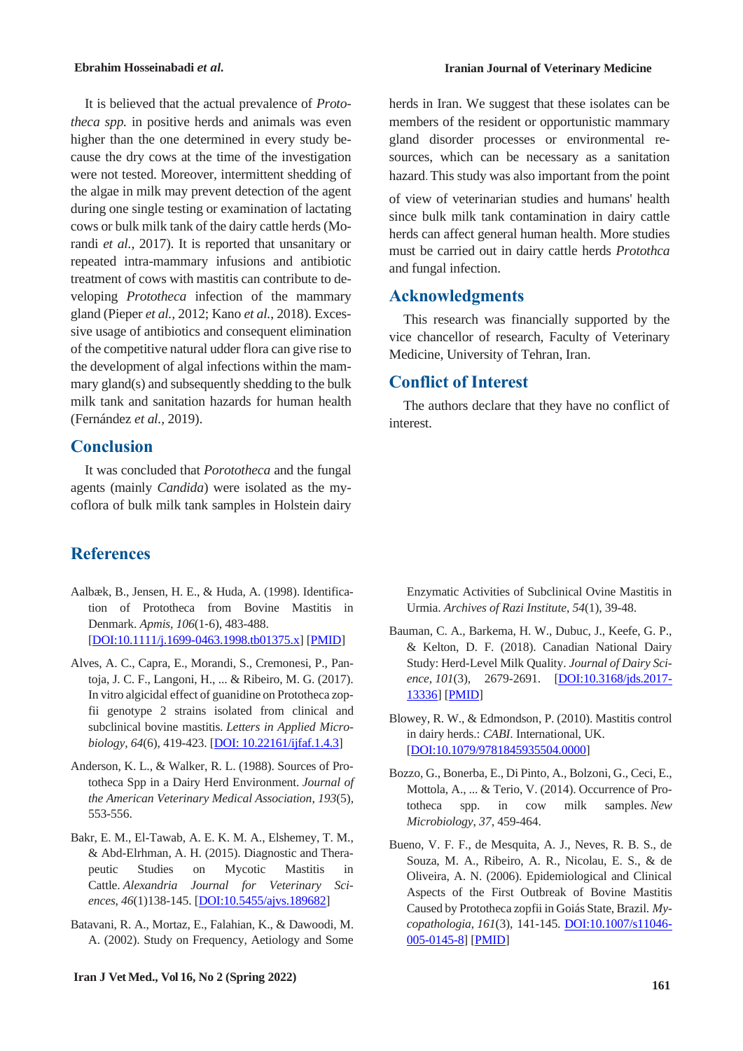It is believed that the actual prevalence of *Prototheca spp.* in positive herds and animals was even higher than the one determined in every study because the dry cows at the time of the investigation were not tested. Moreover, intermittent shedding of the algae in milk may prevent detection of the agent during one single testing or examination of lactating cows or bulk milk tank of the dairy cattle herds (Morandi *et al.*, 2017). It is reported that unsanitary or repeated intra-mammary infusions and antibiotic treatment of cows with mastitis can contribute to developing *Prototheca* infection of the mammary gland (Pieper *et al.,* 2012; Kano *et al.*, 2018). Excessive usage of antibiotics and consequent elimination of the competitive natural udder flora can give rise to the development of algal infections within the mammary gland(s) and subsequently shedding to the bulk milk tank and sanitation hazards for human health (Fernández *et al.,* 2019).

## Conclusion

It was concluded that *Porototheca* and the fungal agents (mainly *Candida*) were isolated as the mycoflora of bulk milk tank samples in Holstein dairy herds in Iran. We suggest that these isolates can be members of the resident or opportunistic mammary gland disorder processes or environmental resources, which can be necessary as a sanitation hazard. This study was also important from the point of view of veterinarian studies and humans' health since bulk milk tank contamination in dairy cattle herds can affect general human health. More studies must be carried out in dairy cattle herds *Protothca* and fungal infection.

## Acknowledgments

This research was financially supported by the vice chancellor of research, Faculty of Veterinary Medicine, University of Tehran, Iran.

## Conflict of Interest

The authors declare that they have no conflict of interest.

## References

Aalbæk, B., Jensen, H. E., & Huda, A. (1998). Identification of Prototheca from Bovine Mastitis in Denmark. *Apmis*, *106*(1-6), 483-488. [DOI:10.1111/j.1699-0463.1998.tb01375.x] [PMID]

Alves, A. C., Capra, E., Morandi, S., Cremonesi, P., Pantoja, J. C. F., Langoni, H., ... & Ribeiro, M. G. (2017). In vitro algicidal effect of guanidine on Prototheca zopfii genotype 2 strains isolated from clinical and subclinical bovine mastitis. *Letters in Applied Microbiology*, *64*(6), 419-423. [DOI: 10.22161/ijfaf.1.4.3]

Anderson, K. L., & Walker, R. L. (1988). Sources of Prototheca Spp in a Dairy Herd Environment. *Journal of the American Veterinary Medical Association*, *193*(5), 553-556.

Bakr, E. M., El-Tawab, A. E. K. M. A., Elshemey, T. M., & Abd-Elrhman, A. H. (2015). Diagnostic and Therapeutic Studies on Mycotic Mastitis in Cattle. *Alexandria Journal for Veterinary Sciences*, *46*(1)138-145. [DOI:10.5455/ajvs.189682]

Batavani, R. A., Mortaz, E., Falahian, K., & Dawoodi, M. A. (2002). Study on Frequency, Aetiology and Some Enzymatic Activities of Subclinical Ovine Mastitis in Urmia. *Archives of Razi Institute*, *54*(1), 39-48.

Bauman, C. A., Barkema, H. W., Dubuc, J., Keefe, G. P., & Kelton, D. F. (2018). Canadian National Dairy Study: Herd-Level Milk Quality. *Journal of Dairy Science*, *101*(3), 2679-2691. [DOI:10.3168/jds.2017-13336] [PMID]

Blowey, R. W., & Edmondson, P. (2010). Mastitis control in dairy herds.: *CABI*. International, UK. [DOI:10.1079/9781845935504.0000]

Bozzo, G., Bonerba, E., Di Pinto, A., Bolzoni, G., Ceci, E., Mottola, A., ... & Terio, V. (2014). Occurrence of Prototheca spp. in cow milk samples. *New Microbiology*, *37*, 459-464.

Bueno, V. F. F., de Mesquita, A. J., Neves, R. B. S., de Souza, M. A., Ribeiro, A. R., Nicolau, E. S., & de Oliveira, A. N. (2006). Epidemiological and Clinical Aspects of the First Outbreak of Bovine Mastitis Caused by Prototheca zopfii in Goiás State, Brazil. *Mycopathologia*, *161*(3), 141-145. DOI:10.1007/s11046-005-0145-8] [PMID]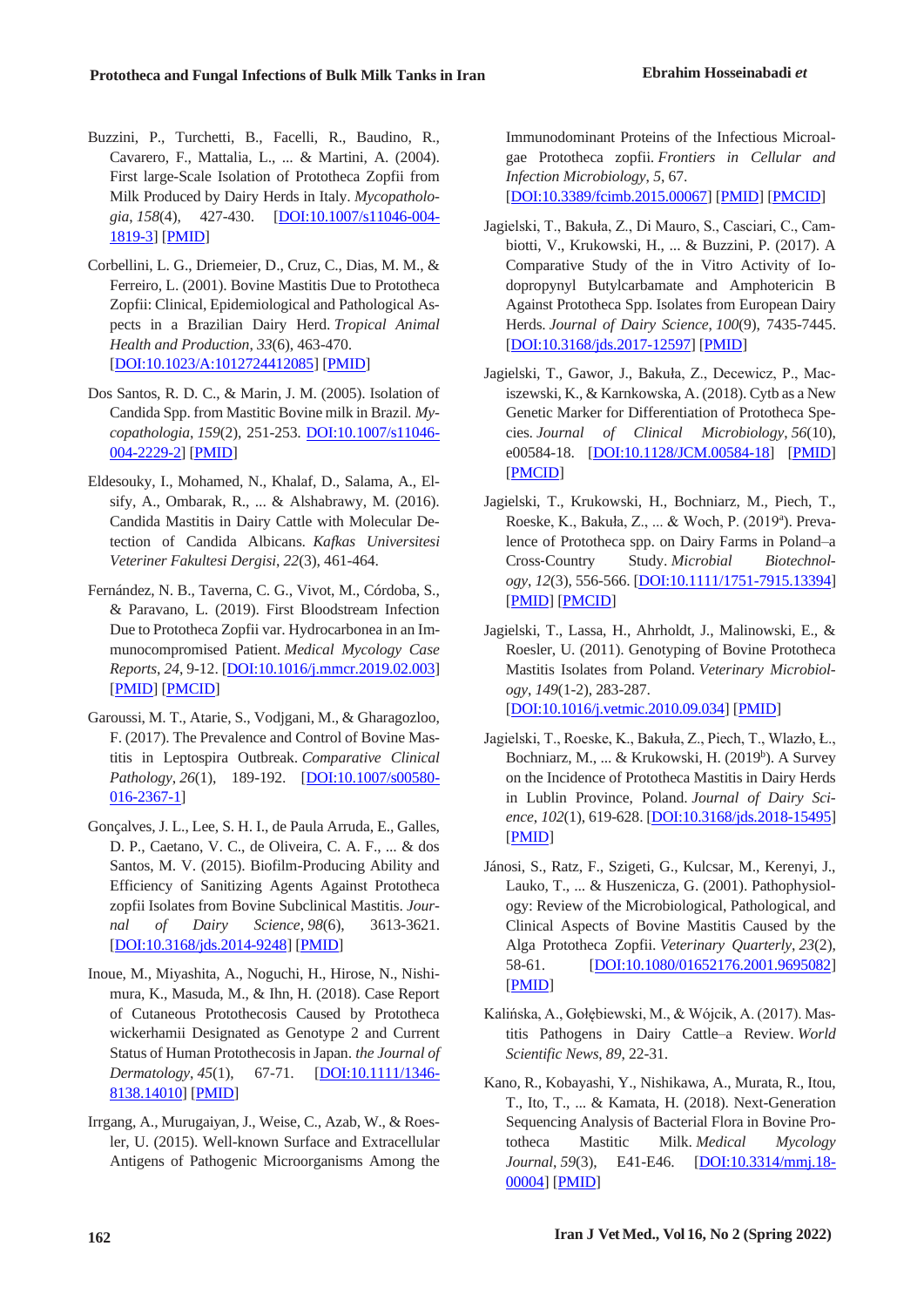Buzzini, P., Turchetti, B., Facelli, R., Baudino, R., Cavarero, F., Mattalia, L., ... & Martini, A. (2004). First large-Scale Isolation of Prototheca Zopfii from Milk Produced by Dairy Herds in Italy. *Mycopathologia*, *158*(4), 427-430. [DOI:10.1007/s11046-004-1819-3] [PMID]

Corbellini, L. G., Driemeier, D., Cruz, C., Dias, M. M., & Ferreiro, L. (2001). Bovine Mastitis Due to Prototheca Zopfii: Clinical, Epidemiological and Pathological Aspects in a Brazilian Dairy Herd. *Tropical Animal Health and Production*, *33*(6), 463-470. [DOI:10.1023/A:1012724412085] [PMID]

Dos Santos, R. D. C., & Marin, J. M. (2005). Isolation of Candida Spp. from Mastitic Bovine milk in Brazil. *Mycopathologia*, *159*(2), 251-253. DOI:10.1007/s11046-004-2229-2] [PMID]

Eldesouky, I., Mohamed, N., Khalaf, D., Salama, A., Elsify, A., Ombarak, R., ... & Alshabrawy, M. (2016). Candida Mastitis in Dairy Cattle with Molecular Detection of Candida Albicans. *Kafkas Universitesi Veteriner Fakultesi Dergisi*, *22*(3), 461-464.

Fernández, N. B., Taverna, C. G., Vivot, M., Córdoba, S., & Paravano, L. (2019). First Bloodstream Infection Due to Prototheca Zopfii var. Hydrocarbonea in an Immunocompromised Patient. *Medical Mycology Case Reports*, *24*, 9-12. [DOI:10.1016/j.mmcr.2019.02.003] [PMID] [PMCID]

Garoussi, M. T., Atarie, S., Vodjgani, M., & Gharagozloo, F. (2017). The Prevalence and Control of Bovine Mastitis in Leptospira Outbreak. *Comparative Clinical Pathology*, *26*(1), 189-192. [DOI:10.1007/s00580-016-2367-1]

Gonçalves, J. L., Lee, S. H. I., de Paula Arruda, E., Galles, D. P., Caetano, V. C., de Oliveira, C. A. F., ... & dos Santos, M. V. (2015). Biofilm-Producing Ability and Efficiency of Sanitizing Agents Against Prototheca zopfii Isolates from Bovine Subclinical Mastitis. *Journal of Dairy Science*, *98*(6), 3613-3621. [DOI:10.3168/jds.2014-9248] [PMID]

Inoue, M., Miyashita, A., Noguchi, H., Hirose, N., Nishimura, K., Masuda, M., & Ihn, H. (2018). Case Report of Cutaneous Protothecosis Caused by Prototheca wickerhamii Designated as Genotype 2 and Current Status of Human Protothecosis in Japan. *the Journal of Dermatology*, *45*(1), 67-71. [DOI:10.1111/1346-8138.14010] [PMID]

Irrgang, A., Murugaiyan, J., Weise, C., Azab, W., & Roesler, U. (2015). Well-known Surface and Extracellular Antigens of Pathogenic Microorganisms Among the Immunodominant Proteins of the Infectious Microalgae Prototheca zopfii. *Frontiers in Cellular and Infection Microbiology*, *5*, 67. [DOI:10.3389/fcimb.2015.00067] [PMID] [PMCID]

Jagielski, T., Bakuła, Z., Di Mauro, S., Casciari, C., Cambiotti, V., Krukowski, H., ... & Buzzini, P. (2017). A Comparative Study of the in Vitro Activity of Iodopropynyl Butylcarbamate and Amphotericin B Against Prototheca Spp. Isolates from European Dairy Herds. *Journal of Dairy Science*, *100*(9), 7435-7445. [DOI:10.3168/jds.2017-12597] [PMID]

Jagielski, T., Gawor, J., Bakuła, Z., Decewicz, P., Maciszewski, K., & Karnkowska, A. (2018). Cytb as a New Genetic Marker for Differentiation of Prototheca Species. *Journal of Clinical Microbiology*, *56*(10), e00584-18. [DOI:10.1128/JCM.00584-18] [PMID] [PMCID]

Jagielski, T., Krukowski, H., Bochniarz, M., Piech, T., Roeske, K., Bakuła, Z., ... & Woch, P. (2019[a]). Prevalence of Prototheca spp. on Dairy Farms in Poland–a Cross-Country Study. *Microbial Biotechnology*, *12*(3), 556-566. [DOI:10.1111/1751-7915.13394] [PMID] [PMCID]

Jagielski, T., Lassa, H., Ahrholdt, J., Malinowski, E., & Roesler, U. (2011). Genotyping of Bovine Prototheca Mastitis Isolates from Poland. *Veterinary Microbiology*, *149*(1-2), 283-287. [DOI:10.1016/j.vetmic.2010.09.034] [PMID]

Jagielski, T., Roeske, K., Bakuła, Z., Piech, T., Wlazło, Ł., Bochniarz, M., ... & Krukowski, H. (2019[b]). A Survey on the Incidence of Prototheca Mastitis in Dairy Herds in Lublin Province, Poland. *Journal of Dairy Science*, *102*(1), 619-628. [DOI:10.3168/jds.2018-15495] [PMID]

Jánosi, S., Ratz, F., Szigeti, G., Kulcsar, M., Kerenyi, J., Lauko, T., ... & Huszenicza, G. (2001). Pathophysiology: Review of the Microbiological, Pathological, and Clinical Aspects of Bovine Mastitis Caused by the Alga Prototheca Zopfii. *Veterinary Quarterly*, *23*(2), 58-61. [DOI:10.1080/01652176.2001.9695082] [PMID]

Kalińska, A., Gołębiewski, M., & Wójcik, A. (2017). Mastitis Pathogens in Dairy Cattle–a Review. *World Scientific News*, *89*, 22-31.

Kano, R., Kobayashi, Y., Nishikawa, A., Murata, R., Itou, T., Ito, T., ... & Kamata, H. (2018). Next-Generation Sequencing Analysis of Bacterial Flora in Bovine Prototheca Mastitic Milk. *Medical Mycology Journal*, *59*(3), E41-E46. [DOI:10.3314/mmj.18-00004] [PMID]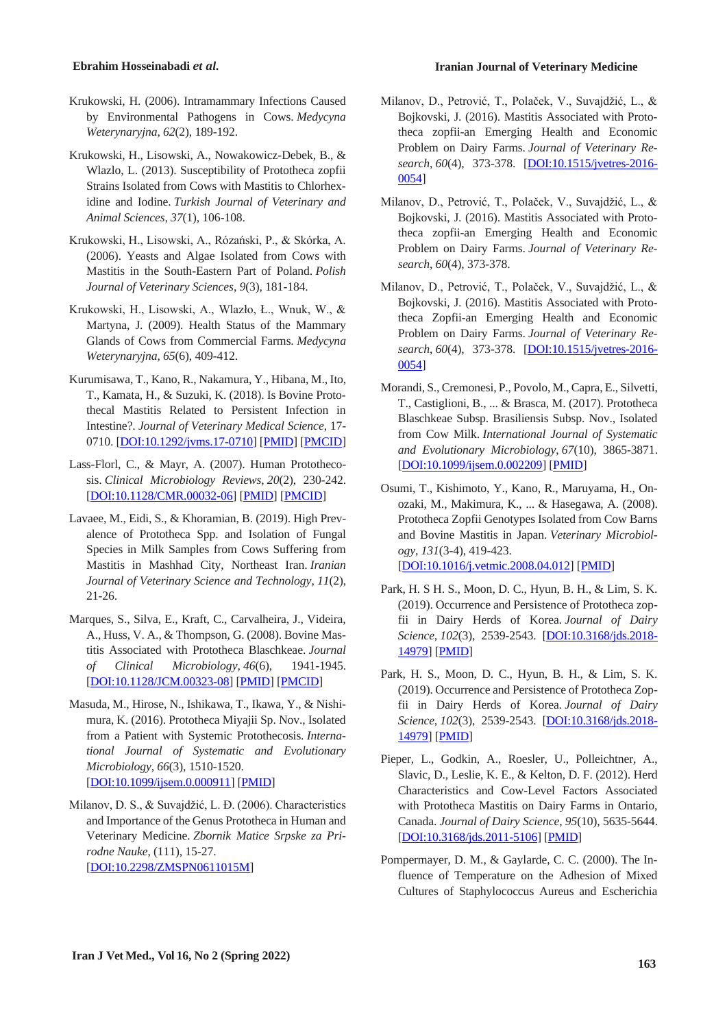Krukowski, H. (2006). Intramammary Infections Caused by Environmental Pathogens in Cows. *Medycyna Weterynaryjna*, *62*(2), 189-192.

Krukowski, H., Lisowski, A., Nowakowicz-Debek, B., & Wlazlo, L. (2013). Susceptibility of Prototheca zopfii Strains Isolated from Cows with Mastitis to Chlorhexidine and Iodine. *Turkish Journal of Veterinary and Animal Sciences*, *37*(1), 106-108.

Krukowski, H., Lisowski, A., Różański, P., & Skórka, A. (2006). Yeasts and Algae Isolated from Cows with Mastitis in the South-Eastern Part of Poland. *Polish Journal of Veterinary Sciences*, *9*(3), 181-184.

Krukowski, H., Lisowski, A., Wlazło, Ł., Wnuk, W., & Martyna, J. (2009). Health Status of the Mammary Glands of Cows from Commercial Farms. *Medycyna Weterynaryjna*, *65*(6), 409-412.

Kurumisawa, T., Kano, R., Nakamura, Y., Hibana, M., Ito, T., Kamata, H., & Suzuki, K. (2018). Is Bovine Protothecal Mastitis Related to Persistent Infection in Intestine?. *Journal of Veterinary Medical Science*, 17-0710. [DOI:10.1292/jvms.17-0710] [PMID] [PMCID]

Lass-Florl, C., & Mayr, A. (2007). Human Protothecosis. *Clinical Microbiology Reviews*, *20*(2), 230-242. [DOI:10.1128/CMR.00032-06] [PMID] [PMCID]

Lavaee, M., Eidi, S., & Khoramian, B. (2019). High Prevalence of Prototheca Spp. and Isolation of Fungal Species in Milk Samples from Cows Suffering from Mastitis in Mashhad City, Northeast Iran. *Iranian Journal of Veterinary Science and Technology*, *11*(2), 21-26.

Marques, S., Silva, E., Kraft, C., Carvalheira, J., Videira, A., Huss, V. A., & Thompson, G. (2008). Bovine Mastitis Associated with Prototheca Blaschkeae. *Journal of Clinical Microbiology*, *46*(6), 1941-1945. [DOI:10.1128/JCM.00323-08] [PMID] [PMCID]

Masuda, M., Hirose, N., Ishikawa, T., Ikawa, Y., & Nishimura, K. (2016). Prototheca Miyajii Sp. Nov., Isolated from a Patient with Systemic Protothecosis. *International Journal of Systematic and Evolutionary Microbiology*, *66*(3), 1510-1520. [DOI:10.1099/ijsem.0.000911] [PMID]

Milanov, D. S., & Suvajdžić, L. Đ. (2006). Characteristics and Importance of the Genus Prototheca in Human and Veterinary Medicine. *Zbornik Matice Srpske za Prirodne Nauke*, (111), 15-27. [DOI:10.2298/ZMSPN0611015M]

Milanov, D., Petrović, T., Polaček, V., Suvajdžić, L., & Bojkovski, J. (2016). Mastitis Associated with Prototheca zopfii-an Emerging Health and Economic Problem on Dairy Farms. *Journal of Veterinary Research*, *60*(4), 373-378. [DOI:10.1515/jvetres-2016-0054]

Milanov, D., Petrović, T., Polaček, V., Suvajdžić, L., & Bojkovski, J. (2016). Mastitis Associated with Prototheca zopfii-an Emerging Health and Economic Problem on Dairy Farms. *Journal of Veterinary Research*, *60*(4), 373-378.

Milanov, D., Petrović, T., Polaček, V., Suvajdžić, L., & Bojkovski, J. (2016). Mastitis Associated with Prototheca Zopfii-an Emerging Health and Economic Problem on Dairy Farms. *Journal of Veterinary Research*, *60*(4), 373-378. [DOI:10.1515/jvetres-2016-0054]

Morandi, S., Cremonesi, P., Povolo, M., Capra, E., Silvetti, T., Castiglioni, B., ... & Brasca, M. (2017). Prototheca Blaschkeae Subsp. Brasiliensis Subsp. Nov., Isolated from Cow Milk. *International Journal of Systematic and Evolutionary Microbiology*, *67*(10), 3865-3871. [DOI:10.1099/ijsem.0.002209] [PMID]

Osumi, T., Kishimoto, Y., Kano, R., Maruyama, H., Onozaki, M., Makimura, K., ... & Hasegawa, A. (2008). Prototheca Zopfii Genotypes Isolated from Cow Barns and Bovine Mastitis in Japan. *Veterinary Microbiology*, *131*(3-4), 419-423. [DOI:10.1016/j.vetmic.2008.04.012] [PMID]

Park, H. S H. S., Moon, D. C., Hyun, B. H., & Lim, S. K. (2019). Occurrence and Persistence of Prototheca zopfii in Dairy Herds of Korea. *Journal of Dairy Science*, *102*(3), 2539-2543. [DOI:10.3168/jds.2018-14979] [PMID]

Park, H. S., Moon, D. C., Hyun, B. H., & Lim, S. K. (2019). Occurrence and Persistence of Prototheca Zopfii in Dairy Herds of Korea. *Journal of Dairy Science*, *102*(3), 2539-2543. [DOI:10.3168/jds.2018-14979] [PMID]

Pieper, L., Godkin, A., Roesler, U., Polleichtner, A., Slavic, D., Leslie, K. E., & Kelton, D. F. (2012). Herd Characteristics and Cow-Level Factors Associated with Prototheca Mastitis on Dairy Farms in Ontario, Canada. *Journal of Dairy Science*, *95*(10), 5635-5644. [DOI:10.3168/jds.2011-5106] [PMID]

Pompermayer, D. M., & Gaylarde, C. C. (2000). The Influence of Temperature on the Adhesion of Mixed Cultures of Staphylococcus Aureus and Escherichia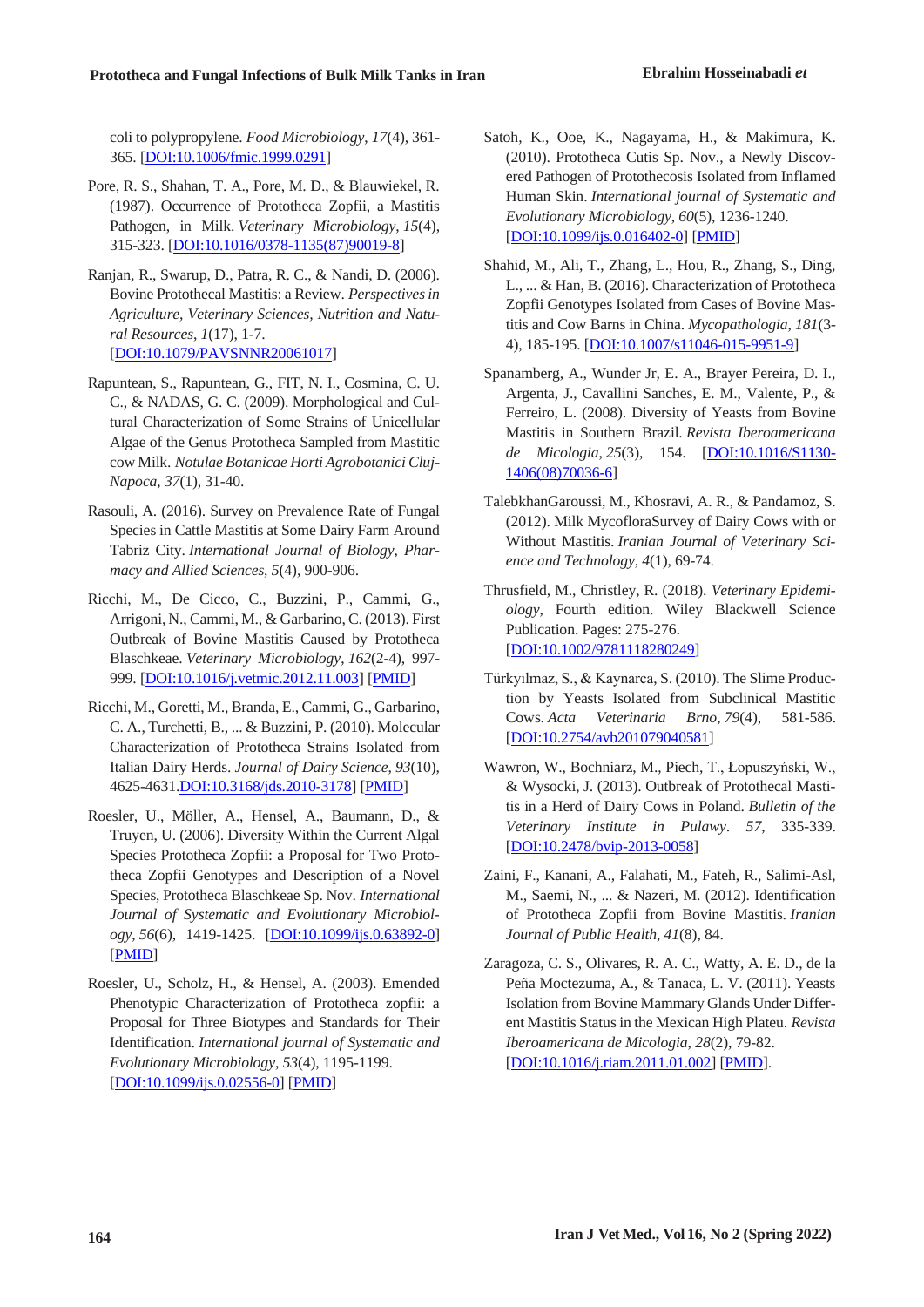coli to polypropylene. *Food Microbiology*, *17*(4), 361-365. [DOI:10.1006/fmic.1999.0291]

Pore, R. S., Shahan, T. A., Pore, M. D., & Blauwiekel, R. (1987). Occurrence of Prototheca Zopfii, a Mastitis Pathogen, in Milk. *Veterinary Microbiology*, *15*(4), 315-323. [DOI:10.1016/0378-1135(87)90019-8]

Ranjan, R., Swarup, D., Patra, R. C., & Nandi, D. (2006). Bovine Protothecal Mastitis: a Review. *Perspectives in Agriculture, Veterinary Sciences, Nutrition and Natural Resources*, *1*(17), 1-7. [DOI:10.1079/PAVSNNR20061017]

Rapuntean, S., Rapuntean, G., FIT, N. I., Cosmina, C. U. C., & NADAS, G. C. (2009). Morphological and Cultural Characterization of Some Strains of Unicellular Algae of the Genus Prototheca Sampled from Mastitic cow Milk. *Notulae Botanicae Horti Agrobotanici Cluj-Napoca*, *37*(1), 31-40.

Rasouli, A. (2016). Survey on Prevalence Rate of Fungal Species in Cattle Mastitis at Some Dairy Farm Around Tabriz City. *International Journal of Biology, Pharmacy and Allied Sciences*, *5*(4), 900-906.

Ricchi, M., De Cicco, C., Buzzini, P., Cammi, G., Arrigoni, N., Cammi, M., & Garbarino, C. (2013). First Outbreak of Bovine Mastitis Caused by Prototheca Blaschkeae. *Veterinary Microbiology*, *162*(2-4), 997-999. [DOI:10.1016/j.vetmic.2012.11.003] [PMID]

Ricchi, M., Goretti, M., Branda, E., Cammi, G., Garbarino, C. A., Turchetti, B., ... & Buzzini, P. (2010). Molecular Characterization of Prototheca Strains Isolated from Italian Dairy Herds. *Journal of Dairy Science*, *93*(10), 4625-4631.DOI:10.3168/jds.2010-3178] [PMID]

Roesler, U., Möller, A., Hensel, A., Baumann, D., & Truyen, U. (2006). Diversity Within the Current Algal Species Prototheca Zopfii: a Proposal for Two Prototheca Zopfii Genotypes and Description of a Novel Species, Prototheca Blaschkeae Sp. Nov. *International Journal of Systematic and Evolutionary Microbiology*, *56*(6), 1419-1425. [DOI:10.1099/ijs.0.63892-0] [PMID]

Roesler, U., Scholz, H., & Hensel, A. (2003). Emended Phenotypic Characterization of Prototheca zopfii: a Proposal for Three Biotypes and Standards for Their Identification. *International journal of Systematic and Evolutionary Microbiology*, *53*(4), 1195-1199. [DOI:10.1099/ijs.0.02556-0] [PMID]

Satoh, K., Ooe, K., Nagayama, H., & Makimura, K. (2010). Prototheca Cutis Sp. Nov., a Newly Discovered Pathogen of Protothecosis Isolated from Inflamed Human Skin. *International journal of Systematic and Evolutionary Microbiology*, *60*(5), 1236-1240. [DOI:10.1099/ijs.0.016402-0] [PMID]

Shahid, M., Ali, T., Zhang, L., Hou, R., Zhang, S., Ding, L., ... & Han, B. (2016). Characterization of Prototheca Zopfii Genotypes Isolated from Cases of Bovine Mastitis and Cow Barns in China. *Mycopathologia*, *181*(3-4), 185-195. [DOI:10.1007/s11046-015-9951-9]

Spanamberg, A., Wunder Jr, E. A., Brayer Pereira, D. I., Argenta, J., Cavallini Sanches, E. M., Valente, P., & Ferreiro, L. (2008). Diversity of Yeasts from Bovine Mastitis in Southern Brazil. *Revista Iberoamericana de Micologia*, *25*(3), 154. [DOI:10.1016/S1130-1406(08)70036-6]

TalebkhanGaroussi, M., Khosravi, A. R., & Pandamoz, S. (2012). Milk MycofloraSurvey of Dairy Cows with or Without Mastitis. *Iranian Journal of Veterinary Science and Technology*, *4*(1), 69-74.

Thrusfield, M., Christley, R. (2018). *Veterinary Epidemiology*, Fourth edition. Wiley Blackwell Science Publication. Pages: 275-276. [DOI:10.1002/9781118280249]

Türkyılmaz, S., & Kaynarca, S. (2010). The Slime Production by Yeasts Isolated from Subclinical Mastitic Cows. *Acta Veterinaria Brno*, *79*(4), 581-586. [DOI:10.2754/avb201079040581]

Wawron, W., Bochniarz, M., Piech, T., Łopuszyński, W., & Wysocki, J. (2013). Outbreak of Protothecal Mastitis in a Herd of Dairy Cows in Poland. *Bulletin of the Veterinary Institute in Pulawy*. *57*, 335-339. [DOI:10.2478/bvip-2013-0058]

Zaini, F., Kanani, A., Falahati, M., Fateh, R., Salimi-Asl, M., Saemi, N., ... & Nazeri, M. (2012). Identification of Prototheca Zopfii from Bovine Mastitis. *Iranian Journal of Public Health*, *41*(8), 84.

Zaragoza, C. S., Olivares, R. A. C., Watty, A. E. D., de la Peña Moctezuma, A., & Tanaca, L. V. (2011). Yeasts Isolation from Bovine Mammary Glands Under Different Mastitis Status in the Mexican High Plateu. *Revista Iberoamericana de Micologia*, *28*(2), 79-82. [DOI:10.1016/j.riam.2011.01.002] [PMID].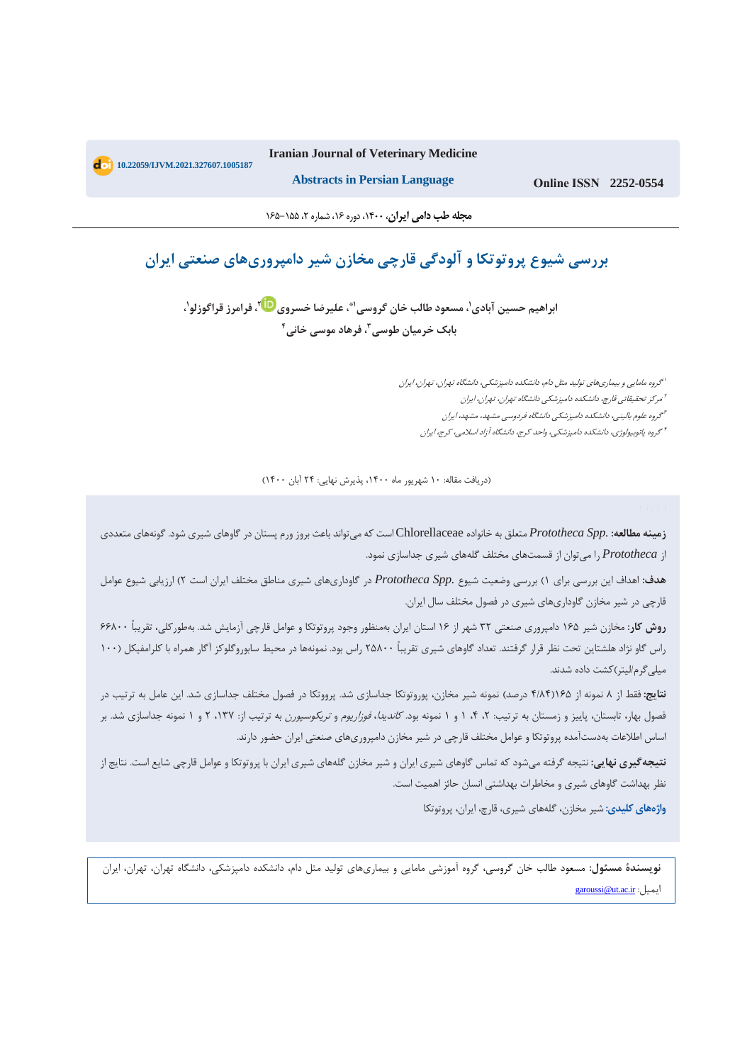Iranian Journal of Veterinary Medicine

Abstracts in Persian Language

10.22059/IJVM.2021.327607.1005187

Online ISSN 2252-0554

**مجله طب دامی ایران**، ۱۴۰۰، دوره ۱۶، شماره ۲، ۱۵۵-۱۶۵

# بررسی شیوع پروتوتکا و آلودگی قارچی مخازن شیر دامپروری‌های صنعتی ایران

**ابراهیم حسین آبادی[۱]، مسعود طالب خان گروسی[۱*]، علیرضا خسروی[۲]، فرامرز قراگوزلو[۱]، بابک خرمیان طوسی[۳]، فرهاد موسی خانی[۴]**

[۱] گروه مامایی و بیماری‌های تولید مثل دام، دانشکده دامپزشکی، دانشگاه تهران، تهران، ایران

[۲] مرکز تحقیقاتی قارچ، دانشکده دامپزشکی دانشگاه تهران، تهران، ایران

[۳] گروه علوم بالینی، دانشکده دامپزشکی دانشگاه فردوسی مشهد، مشهد، ایران

[۴] گروه پاتوبیولوژی، دانشکده دامپزشکی، واحد کرج، دانشگاه آزاد اسلامی، کرج، ایران

(دریافت مقاله: ۱۰ شهریور ماه ۱۴۰۰، پذیرش نهایی: ۲۴ آبان ۱۴۰۰)

**زمینه مطالعه:** *Prototheca Spp.* متعلق به خانواده Chlorellaceae است که می‌تواند باعث بروز ورم پستان در گاوهای شیری شود. گونه‌های متعددی از *Prototheca* را می‌توان از قسمت‌های مختلف گله‌های شیری جداسازی نمود.

**هدف:** اهداف این بررسی برای ۱) بررسی وضعیت شیوع *Prototheca Spp.* در گاوداری‌های شیری مناطق مختلف ایران است ۲) ارزیابی شیوع عوامل قارچی در شیر مخازن گاوداری‌های شیری در فصول مختلف سال ایران.

**روش کار:** مخازن شیر ۱۶۵ دامپروری صنعتی ۳۲ شهر از ۱۶ استان ایران به‌منظور وجود پروتوتکا و عوامل قارچی آزمایش شد. به‌طورکلی، تقریباً ۶۶۸۰۰ راس گاو نژاد هلشتاین تحت نظر قرار گرفتند. تعداد گاوهای شیری تقریباً ۲۵۸۰۰ راس بود. نمونه‌ها در محیط سابوروگلوکز آگار همراه با کلرامفیکل (۱۰۰ میلی‌گرم/لیتر)کشت داده شدند.

**نتایج:** فقط از ۸ نمونه از ۱۶۵(۴/۸۴ درصد) نمونه شیر مخازن، پوروتوتکا جداسازی شد. پرووتکا در فصول مختلف جداسازی شد. این عامل به ترتیب در فصول بهار، تابستان، پاییز و زمستان به ترتیب: ۲، ۴، ۱ و ۱ نمونه بود. *کاندیدا*، *فوزاریوم* و *تریکوسپورن* به ترتیب از: ۱۳۷، ۲ و ۱ نمونه جداسازی شد. بر اساس اطلاعات به‌دست‌آمده پروتوتکا و عوامل مختلف قارچی در شیر مخازن دامپروری‌های صنعتی ایران حضور دارند.

**نتیجه‌گیری نهایی:** نتیجه گرفته می‌شود که تماس گاوهای شیری ایران و شیر مخازن گله‌های شیری ایران با پروتوتکا و عوامل قارچی شایع است. نتایج از نظر بهداشت گاوهای شیری و مخاطرات بهداشتی انسان حائز اهمیت است.

**واژه‌های کلیدی:** شیر مخازن، گله‌های شیری، قارچ، ایران، پروتوتکا

**نویسندهٔ مسئول:** مسعود طالب خان گروسی، گروه آموزشی مامایی و بیماری‌های تولید مثل دام، دانشکده دامپزشکی، دانشگاه تهران، تهران، ایران

ایمیل: garoussi@ut.ac.ir